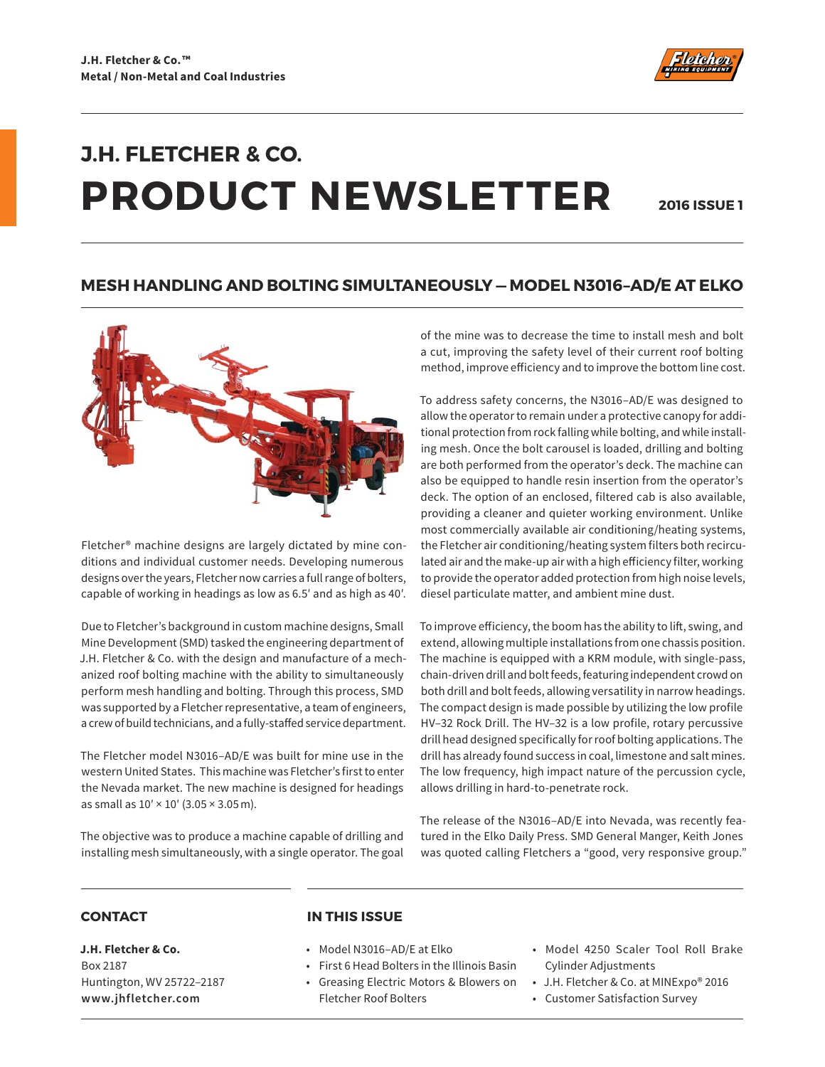J.H. Fletcher & Co.™
Metal / Non-Metal and Coal Industries

# J.H. FLETCHER & CO.
# PRODUCT NEWSLETTER

2016 ISSUE 1

## MESH HANDLING AND BOLTING SIMULTANEOUSLY — MODEL N3016–AD/E AT ELKO

Fletcher® machine designs are largely dictated by mine conditions and individual customer needs. Developing numerous designs over the years, Fletcher now carries a full range of bolters, capable of working in headings as low as 6.5′ and as high as 40′.

Due to Fletcher's background in custom machine designs, Small Mine Development (SMD) tasked the engineering department of J.H. Fletcher & Co. with the design and manufacture of a mechanized roof bolting machine with the ability to simultaneously perform mesh handling and bolting. Through this process, SMD was supported by a Fletcher representative, a team of engineers, a crew of build technicians, and a fully-staffed service department.

The Fletcher model N3016–AD/E was built for mine use in the western United States. This machine was Fletcher's first to enter the Nevada market. The new machine is designed for headings as small as 10′ × 10′ (3.05 × 3.05 m).

The objective was to produce a machine capable of drilling and installing mesh simultaneously, with a single operator. The goal of the mine was to decrease the time to install mesh and bolt a cut, improving the safety level of their current roof bolting method, improve efficiency and to improve the bottom line cost.

To address safety concerns, the N3016–AD/E was designed to allow the operator to remain under a protective canopy for additional protection from rock falling while bolting, and while installing mesh. Once the bolt carousel is loaded, drilling and bolting are both performed from the operator's deck. The machine can also be equipped to handle resin insertion from the operator's deck. The option of an enclosed, filtered cab is also available, providing a cleaner and quieter working environment. Unlike most commercially available air conditioning/heating systems, the Fletcher air conditioning/heating system filters both recirculated air and the make-up air with a high efficiency filter, working to provide the operator added protection from high noise levels, diesel particulate matter, and ambient mine dust.

To improve efficiency, the boom has the ability to lift, swing, and extend, allowing multiple installations from one chassis position. The machine is equipped with a KRM module, with single-pass, chain-driven drill and bolt feeds, featuring independent crowd on both drill and bolt feeds, allowing versatility in narrow headings. The compact design is made possible by utilizing the low profile HV–32 Rock Drill. The HV–32 is a low profile, rotary percussive drill head designed specifically for roof bolting applications. The drill has already found success in coal, limestone and salt mines. The low frequency, high impact nature of the percussion cycle, allows drilling in hard-to-penetrate rock.

The release of the N3016–AD/E into Nevada, was recently featured in the Elko Daily Press. SMD General Manger, Keith Jones was quoted calling Fletchers a "good, very responsive group."

### CONTACT

**J.H. Fletcher & Co.**
Box 2187
Huntington, WV 25722–2187
**www.jhfletcher.com**

### IN THIS ISSUE

- Model N3016–AD/E at Elko
- First 6 Head Bolters in the Illinois Basin
- Greasing Electric Motors & Blowers on Fletcher Roof Bolters
- Model 4250 Scaler Tool Roll Brake Cylinder Adjustments
- J.H. Fletcher & Co. at MINExpo® 2016
- Customer Satisfaction Survey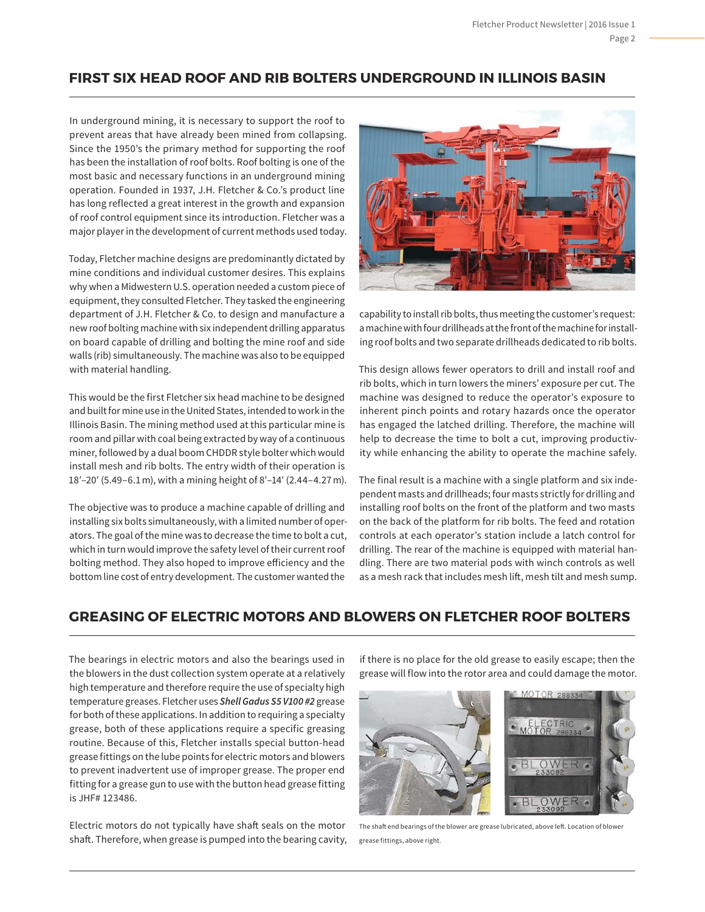## FIRST SIX HEAD ROOF AND RIB BOLTERS UNDERGROUND IN ILLINOIS BASIN

In underground mining, it is necessary to support the roof to prevent areas that have already been mined from collapsing. Since the 1950's the primary method for supporting the roof has been the installation of roof bolts. Roof bolting is one of the most basic and necessary functions in an underground mining operation. Founded in 1937, J.H. Fletcher & Co.'s product line has long reflected a great interest in the growth and expansion of roof control equipment since its introduction. Fletcher was a major player in the development of current methods used today.

Today, Fletcher machine designs are predominantly dictated by mine conditions and individual customer desires. This explains why when a Midwestern U.S. operation needed a custom piece of equipment, they consulted Fletcher. They tasked the engineering department of J.H. Fletcher & Co. to design and manufacture a new roof bolting machine with six independent drilling apparatus on board capable of drilling and bolting the mine roof and side walls (rib) simultaneously. The machine was also to be equipped with material handling.

This would be the first Fletcher six head machine to be designed and built for mine use in the United States, intended to work in the Illinois Basin. The mining method used at this particular mine is room and pillar with coal being extracted by way of a continuous miner, followed by a dual boom CHDDR style bolter which would install mesh and rib bolts. The entry width of their operation is 18′–20′ (5.49–6.1 m), with a mining height of 8′–14′ (2.44–4.27 m).

The objective was to produce a machine capable of drilling and installing six bolts simultaneously, with a limited number of operators. The goal of the mine was to decrease the time to bolt a cut, which in turn would improve the safety level of their current roof bolting method. They also hoped to improve efficiency and the bottom line cost of entry development. The customer wanted the capability to install rib bolts, thus meeting the customer's request: a machine with four drillheads at the front of the machine for installing roof bolts and two separate drillheads dedicated to rib bolts.

This design allows fewer operators to drill and install roof and rib bolts, which in turn lowers the miners' exposure per cut. The machine was designed to reduce the operator's exposure to inherent pinch points and rotary hazards once the operator has engaged the latched drilling. Therefore, the machine will help to decrease the time to bolt a cut, improving productivity while enhancing the ability to operate the machine safely.

The final result is a machine with a single platform and six independent masts and drillheads; four masts strictly for drilling and installing roof bolts on the front of the platform and two masts on the back of the platform for rib bolts. The feed and rotation controls at each operator's station include a latch control for drilling. The rear of the machine is equipped with material handling. There are two material pods with winch controls as well as a mesh rack that includes mesh lift, mesh tilt and mesh sump.

## GREASING OF ELECTRIC MOTORS AND BLOWERS ON FLETCHER ROOF BOLTERS

The bearings in electric motors and also the bearings used in the blowers in the dust collection system operate at a relatively high temperature and therefore require the use of specialty high temperature greases. Fletcher uses ***Shell Gadus S5 V100 #2*** grease for both of these applications. In addition to requiring a specialty grease, both of these applications require a specific greasing routine. Because of this, Fletcher installs special button-head grease fittings on the lube points for electric motors and blowers to prevent inadvertent use of improper grease. The proper end fitting for a grease gun to use with the button head grease fitting is JHF# 123486.

Electric motors do not typically have shaft seals on the motor shaft. Therefore, when grease is pumped into the bearing cavity, if there is no place for the old grease to easily escape; then the grease will flow into the rotor area and could damage the motor.

The shaft end bearings of the blower are grease lubricated, above left. Location of blower grease fittings, above right.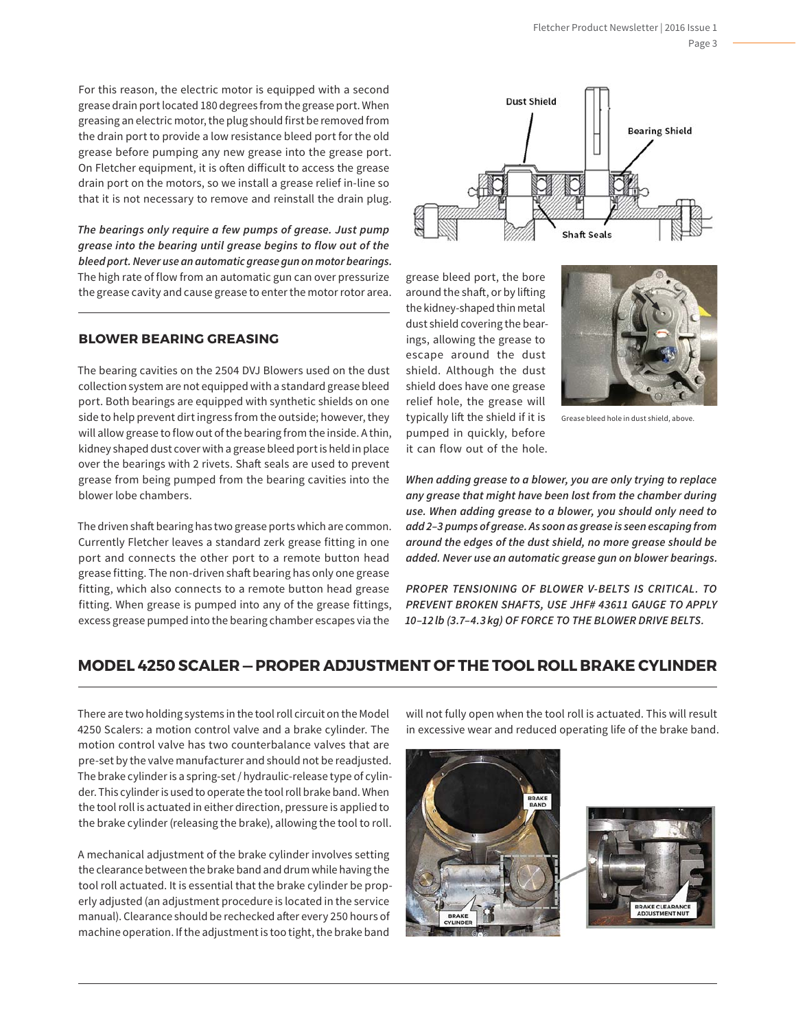For this reason, the electric motor is equipped with a second grease drain port located 180 degrees from the grease port. When greasing an electric motor, the plug should first be removed from the drain port to provide a low resistance bleed port for the old grease before pumping any new grease into the grease port. On Fletcher equipment, it is often difficult to access the grease drain port on the motors, so we install a grease relief in-line so that it is not necessary to remove and reinstall the drain plug.

***The bearings only require a few pumps of grease. Just pump grease into the bearing until grease begins to flow out of the bleed port. Never use an automatic grease gun on motor bearings.*** The high rate of flow from an automatic gun can over pressurize the grease cavity and cause grease to enter the motor rotor area.

## BLOWER BEARING GREASING

The bearing cavities on the 2504 DVJ Blowers used on the dust collection system are not equipped with a standard grease bleed port. Both bearings are equipped with synthetic shields on one side to help prevent dirt ingress from the outside; however, they will allow grease to flow out of the bearing from the inside. A thin, kidney shaped dust cover with a grease bleed port is held in place over the bearings with 2 rivets. Shaft seals are used to prevent grease from being pumped from the bearing cavities into the blower lobe chambers.

The driven shaft bearing has two grease ports which are common. Currently Fletcher leaves a standard zerk grease fitting in one port and connects the other port to a remote button head grease fitting. The non-driven shaft bearing has only one grease fitting, which also connects to a remote button head grease fitting. When grease is pumped into any of the grease fittings, excess grease pumped into the bearing chamber escapes via the grease bleed port, the bore around the shaft, or by lifting the kidney-shaped thin metal dust shield covering the bearings, allowing the grease to escape around the dust shield. Although the dust shield does have one grease relief hole, the grease will typically lift the shield if it is pumped in quickly, before it can flow out of the hole.

Dust Shield, Bearing Shield, Shaft Seals

Grease bleed hole in dust shield, above.

***When adding grease to a blower, you are only trying to replace any grease that might have been lost from the chamber during use. When adding grease to a blower, you should only need to add 2–3 pumps of grease. As soon as grease is seen escaping from around the edges of the dust shield, no more grease should be added. Never use an automatic grease gun on blower bearings.***

***PROPER TENSIONING OF BLOWER V-BELTS IS CRITICAL. TO PREVENT BROKEN SHAFTS, USE JHF# 43611 GAUGE TO APPLY 10–12 lb (3.7–4.3 kg) OF FORCE TO THE BLOWER DRIVE BELTS.***

## MODEL 4250 SCALER — PROPER ADJUSTMENT OF THE TOOL ROLL BRAKE CYLINDER

There are two holding systems in the tool roll circuit on the Model 4250 Scalers: a motion control valve and a brake cylinder. The motion control valve has two counterbalance valves that are pre-set by the valve manufacturer and should not be readjusted. The brake cylinder is a spring-set / hydraulic-release type of cylinder. This cylinder is used to operate the tool roll brake band. When the tool roll is actuated in either direction, pressure is applied to the brake cylinder (releasing the brake), allowing the tool to roll.

A mechanical adjustment of the brake cylinder involves setting the clearance between the brake band and drum while having the tool roll actuated. It is essential that the brake cylinder be properly adjusted (an adjustment procedure is located in the service manual). Clearance should be rechecked after every 250 hours of machine operation. If the adjustment is too tight, the brake band will not fully open when the tool roll is actuated. This will result in excessive wear and reduced operating life of the brake band.

BRAKE BAND, BRAKE CYLINDER, BRAKE CLEARANCE ADJUSTMENT NUT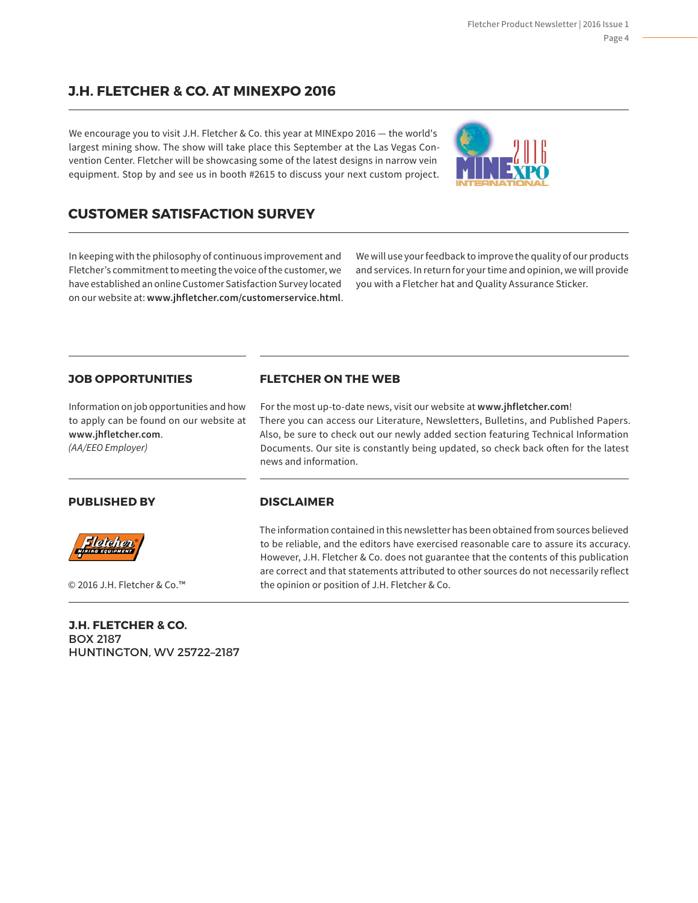## J.H. FLETCHER & CO. AT MINEXPO 2016

We encourage you to visit J.H. Fletcher & Co. this year at MINExpo 2016 — the world's largest mining show. The show will take place this September at the Las Vegas Convention Center. Fletcher will be showcasing some of the latest designs in narrow vein equipment. Stop by and see us in booth #2615 to discuss your next custom project.

## CUSTOMER SATISFACTION SURVEY

In keeping with the philosophy of continuous improvement and Fletcher's commitment to meeting the voice of the customer, we have established an online Customer Satisfaction Survey located on our website at: **www.jhfletcher.com/customerservice.html**.

We will use your feedback to improve the quality of our products and services. In return for your time and opinion, we will provide you with a Fletcher hat and Quality Assurance Sticker.

## JOB OPPORTUNITIES

Information on job opportunities and how to apply can be found on our website at **www.jhfletcher.com**.
*(AA/EEO Employer)*

## FLETCHER ON THE WEB

For the most up-to-date news, visit our website at **www.jhfletcher.com**! There you can access our Literature, Newsletters, Bulletins, and Published Papers. Also, be sure to check out our newly added section featuring Technical Information Documents. Our site is constantly being updated, so check back often for the latest news and information.

## PUBLISHED BY

© 2016 J.H. Fletcher & Co.™

## DISCLAIMER

The information contained in this newsletter has been obtained from sources believed to be reliable, and the editors have exercised reasonable care to assure its accuracy. However, J.H. Fletcher & Co. does not guarantee that the contents of this publication are correct and that statements attributed to other sources do not necessarily reflect the opinion or position of J.H. Fletcher & Co.

**J.H. FLETCHER & CO.**
BOX 2187
HUNTINGTON, WV 25722–2187